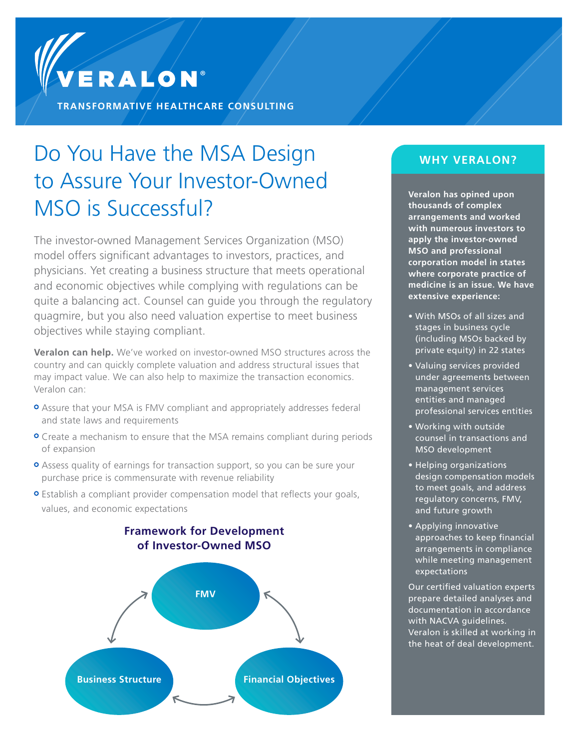VERALON®

TRANSFORMATIVE HEALTHCARE CONSULTING

# Do You Have the MSA Design to Assure Your Investor-Owned MSO is Successful?

The investor-owned Management Services Organization (MSO) model offers significant advantages to investors, practices, and physicians. Yet creating a business structure that meets operational and economic objectives while complying with regulations can be quite a balancing act. Counsel can guide you through the regulatory quagmire, but you also need valuation expertise to meet business objectives while staying compliant.

**Veralon can help.** We've worked on investor-owned MSO structures across the country and can quickly complete valuation and address structural issues that may impact value. We can also help to maximize the transaction economics. Veralon can:

- Assure that your MSA is FMV compliant and appropriately addresses federal and state laws and requirements
- Create a mechanism to ensure that the MSA remains compliant during periods of expansion
- Assess quality of earnings for transaction support, so you can be sure your purchase price is commensurate with revenue reliability
- Establish a compliant provider compensation model that reflects your goals, values, and economic expectations

### Framework for Development of Investor-Owned MSO

FMV

Business Structure

Financial Objectives

## WHY VERALON?

**Veralon has opined upon thousands of complex arrangements and worked with numerous investors to apply the investor-owned MSO and professional corporation model in states where corporate practice of medicine is an issue. We have extensive experience:**

- With MSOs of all sizes and stages in business cycle (including MSOs backed by private equity) in 22 states
- Valuing services provided under agreements between management services entities and managed professional services entities
- Working with outside counsel in transactions and MSO development
- Helping organizations design compensation models to meet goals, and address regulatory concerns, FMV, and future growth
- Applying innovative approaches to keep financial arrangements in compliance while meeting management expectations

Our certified valuation experts prepare detailed analyses and documentation in accordance with NACVA guidelines. Veralon is skilled at working in the heat of deal development.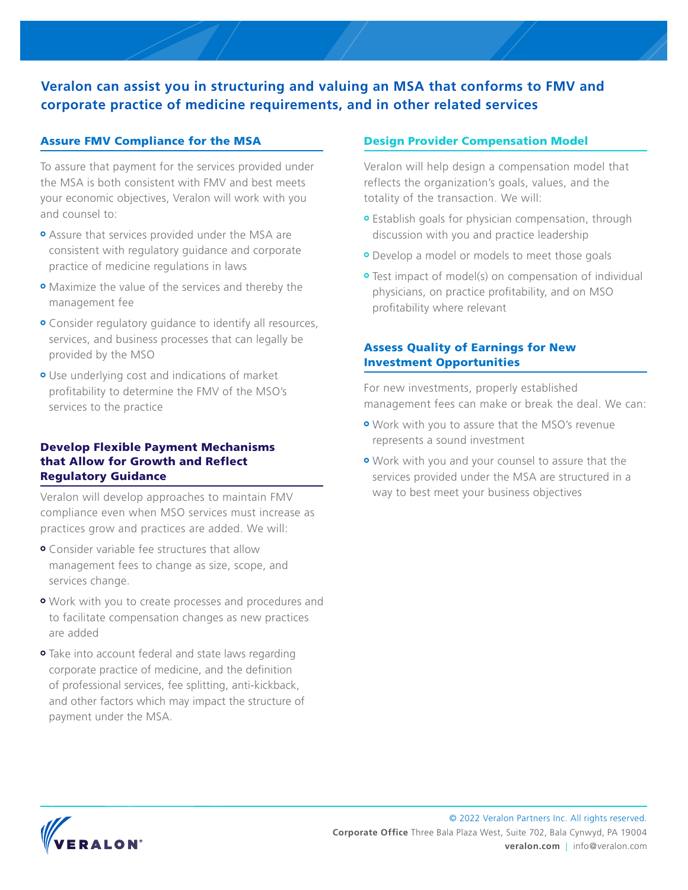## Veralon can assist you in structuring and valuing an MSA that conforms to FMV and corporate practice of medicine requirements, and in other related services

### Assure FMV Compliance for the MSA

To assure that payment for the services provided under the MSA is both consistent with FMV and best meets your economic objectives, Veralon will work with you and counsel to:

- Assure that services provided under the MSA are consistent with regulatory guidance and corporate practice of medicine regulations in laws
- Maximize the value of the services and thereby the management fee
- Consider regulatory guidance to identify all resources, services, and business processes that can legally be provided by the MSO
- Use underlying cost and indications of market profitability to determine the FMV of the MSO's services to the practice

### Develop Flexible Payment Mechanisms that Allow for Growth and Reflect Regulatory Guidance

Veralon will develop approaches to maintain FMV compliance even when MSO services must increase as practices grow and practices are added. We will:

- Consider variable fee structures that allow management fees to change as size, scope, and services change.
- Work with you to create processes and procedures and to facilitate compensation changes as new practices are added
- Take into account federal and state laws regarding corporate practice of medicine, and the definition of professional services, fee splitting, anti-kickback, and other factors which may impact the structure of payment under the MSA.

### Design Provider Compensation Model

Veralon will help design a compensation model that reflects the organization's goals, values, and the totality of the transaction. We will:

- Establish goals for physician compensation, through discussion with you and practice leadership
- Develop a model or models to meet those goals
- Test impact of model(s) on compensation of individual physicians, on practice profitability, and on MSO profitability where relevant

### Assess Quality of Earnings for New Investment Opportunities

For new investments, properly established management fees can make or break the deal. We can:

- Work with you to assure that the MSO's revenue represents a sound investment
- Work with you and your counsel to assure that the services provided under the MSA are structured in a way to best meet your business objectives

VERALON®

© 2022 Veralon Partners Inc. All rights reserved.
**Corporate Office** Three Bala Plaza West, Suite 702, Bala Cynwyd, PA 19004
**veralon.com** | info@veralon.com